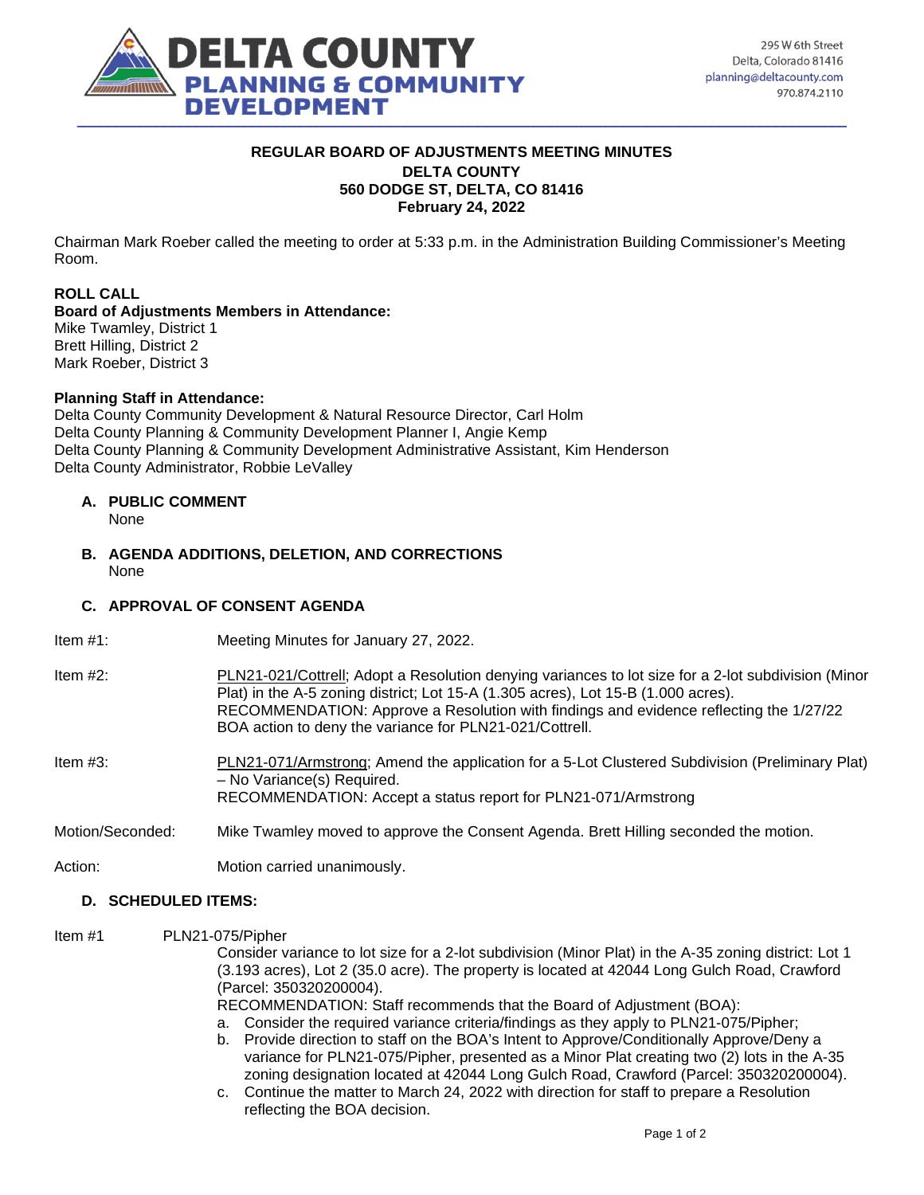**DELTA COUNTY PLANNING & COMMUNITY DEVELOPMENT**

295 W 6th Street
Delta, Colorado 81416
planning@deltacounty.com
970.874.2110

# REGULAR BOARD OF ADJUSTMENTS MEETING MINUTES
**DELTA COUNTY**
**560 DODGE ST, DELTA, CO 81416**
**February 24, 2022**

Chairman Mark Roeber called the meeting to order at 5:33 p.m. in the Administration Building Commissioner's Meeting Room.

**ROLL CALL**
**Board of Adjustments Members in Attendance:**
Mike Twamley, District 1
Brett Hilling, District 2
Mark Roeber, District 3

**Planning Staff in Attendance:**
Delta County Community Development & Natural Resource Director, Carl Holm
Delta County Planning & Community Development Planner I, Angie Kemp
Delta County Planning & Community Development Administrative Assistant, Kim Henderson
Delta County Administrator, Robbie LeValley

**A. PUBLIC COMMENT**
None

**B. AGENDA ADDITIONS, DELETION, AND CORRECTIONS**
None

**C. APPROVAL OF CONSENT AGENDA**

Item #1: Meeting Minutes for January 27, 2022.

Item #2: PLN21-021/Cottrell; Adopt a Resolution denying variances to lot size for a 2-lot subdivision (Minor Plat) in the A-5 zoning district; Lot 15-A (1.305 acres), Lot 15-B (1.000 acres).
RECOMMENDATION: Approve a Resolution with findings and evidence reflecting the 1/27/22 BOA action to deny the variance for PLN21-021/Cottrell.

Item #3: PLN21-071/Armstrong; Amend the application for a 5-Lot Clustered Subdivision (Preliminary Plat) – No Variance(s) Required.
RECOMMENDATION: Accept a status report for PLN21-071/Armstrong

Motion/Seconded: Mike Twamley moved to approve the Consent Agenda. Brett Hilling seconded the motion.

Action: Motion carried unanimously.

**D. SCHEDULED ITEMS:**

Item #1 PLN21-075/Pipher
Consider variance to lot size for a 2-lot subdivision (Minor Plat) in the A-35 zoning district: Lot 1 (3.193 acres), Lot 2 (35.0 acre). The property is located at 42044 Long Gulch Road, Crawford (Parcel: 350320200004).
RECOMMENDATION: Staff recommends that the Board of Adjustment (BOA):

a. Consider the required variance criteria/findings as they apply to PLN21-075/Pipher;
b. Provide direction to staff on the BOA's Intent to Approve/Conditionally Approve/Deny a variance for PLN21-075/Pipher, presented as a Minor Plat creating two (2) lots in the A-35 zoning designation located at 42044 Long Gulch Road, Crawford (Parcel: 350320200004).
c. Continue the matter to March 24, 2022 with direction for staff to prepare a Resolution reflecting the BOA decision.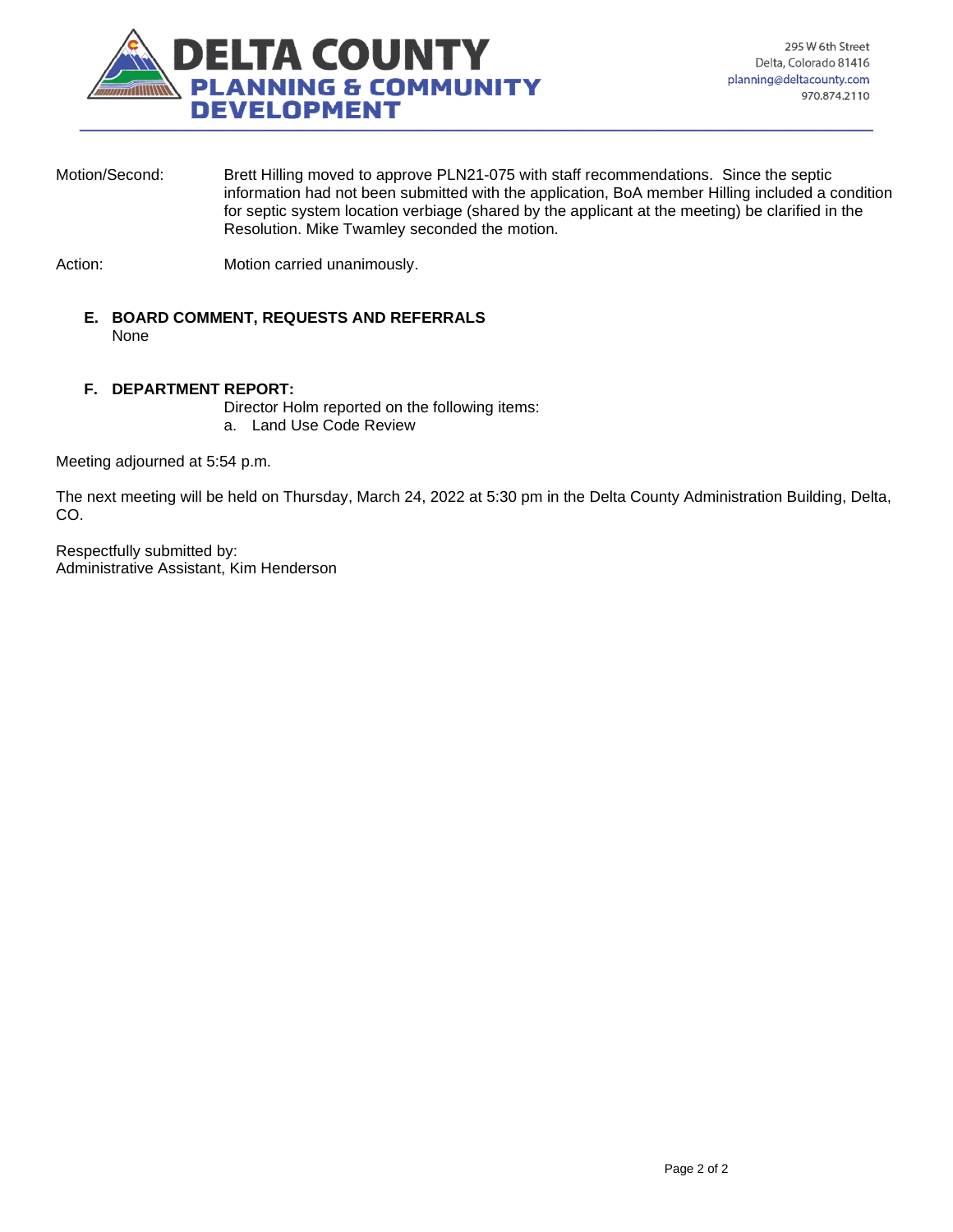Motion/Second: Brett Hilling moved to approve PLN21-075 with staff recommendations. Since the septic information had not been submitted with the application, BoA member Hilling included a condition for septic system location verbiage (shared by the applicant at the meeting) be clarified in the Resolution. Mike Twamley seconded the motion.

Action: Motion carried unanimously.

**E. BOARD COMMENT, REQUESTS AND REFERRALS**

None

**F. DEPARTMENT REPORT:**

Director Holm reported on the following items:

a. Land Use Code Review

Meeting adjourned at 5:54 p.m.

The next meeting will be held on Thursday, March 24, 2022 at 5:30 pm in the Delta County Administration Building, Delta, CO.

Respectfully submitted by:
Administrative Assistant, Kim Henderson